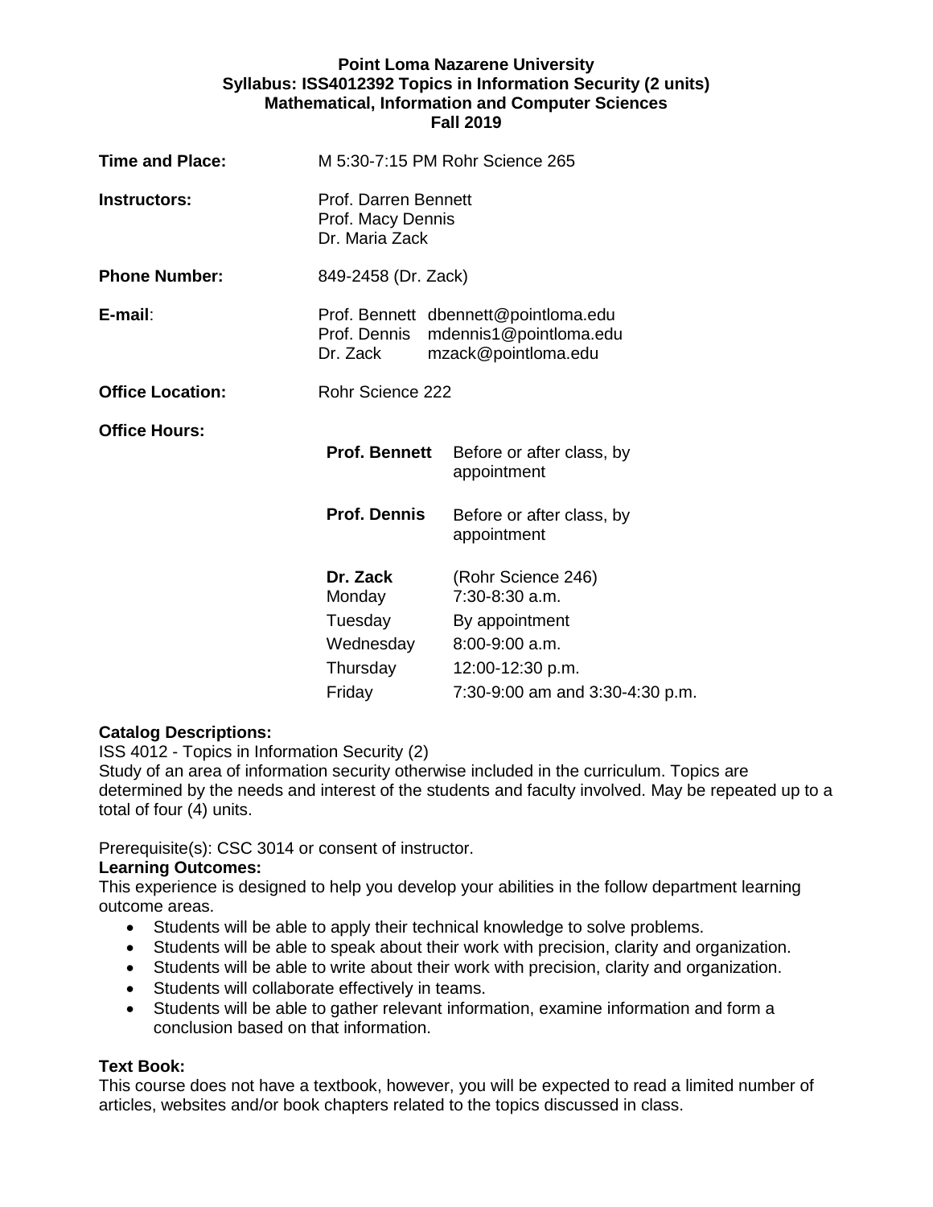**Point Loma Nazarene University**
**Syllabus: ISS4012392 Topics in Information Security (2 units)**
**Mathematical, Information and Computer Sciences**
**Fall 2019**

| | |
|---|---|
| **Time and Place:** | M 5:30-7:15 PM Rohr Science 265 |
| **Instructors:** | Prof. Darren Bennett<br>Prof. Macy Dennis<br>Dr. Maria Zack |
| **Phone Number:** | 849-2458 (Dr. Zack) |
| **E-mail**: | Prof. Bennett dbennett@pointloma.edu<br>Prof. Dennis mdennis1@pointloma.edu<br>Dr. Zack mzack@pointloma.edu |
| **Office Location:** | Rohr Science 222 |
| **Office Hours:** | |

| | |
|---|---|
| **Prof. Bennett** | Before or after class, by appointment |
| **Prof. Dennis** | Before or after class, by appointment |
| **Dr. Zack** | (Rohr Science 246) |
| Monday | 7:30-8:30 a.m. |
| Tuesday | By appointment |
| Wednesday | 8:00-9:00 a.m. |
| Thursday | 12:00-12:30 p.m. |
| Friday | 7:30-9:00 am and 3:30-4:30 p.m. |

**Catalog Descriptions:**

ISS 4012 - Topics in Information Security (2)

Study of an area of information security otherwise included in the curriculum. Topics are determined by the needs and interest of the students and faculty involved. May be repeated up to a total of four (4) units.

Prerequisite(s): CSC 3014 or consent of instructor.

**Learning Outcomes:**

This experience is designed to help you develop your abilities in the follow department learning outcome areas.

- Students will be able to apply their technical knowledge to solve problems.
- Students will be able to speak about their work with precision, clarity and organization.
- Students will be able to write about their work with precision, clarity and organization.
- Students will collaborate effectively in teams.
- Students will be able to gather relevant information, examine information and form a conclusion based on that information.

**Text Book:**

This course does not have a textbook, however, you will be expected to read a limited number of articles, websites and/or book chapters related to the topics discussed in class.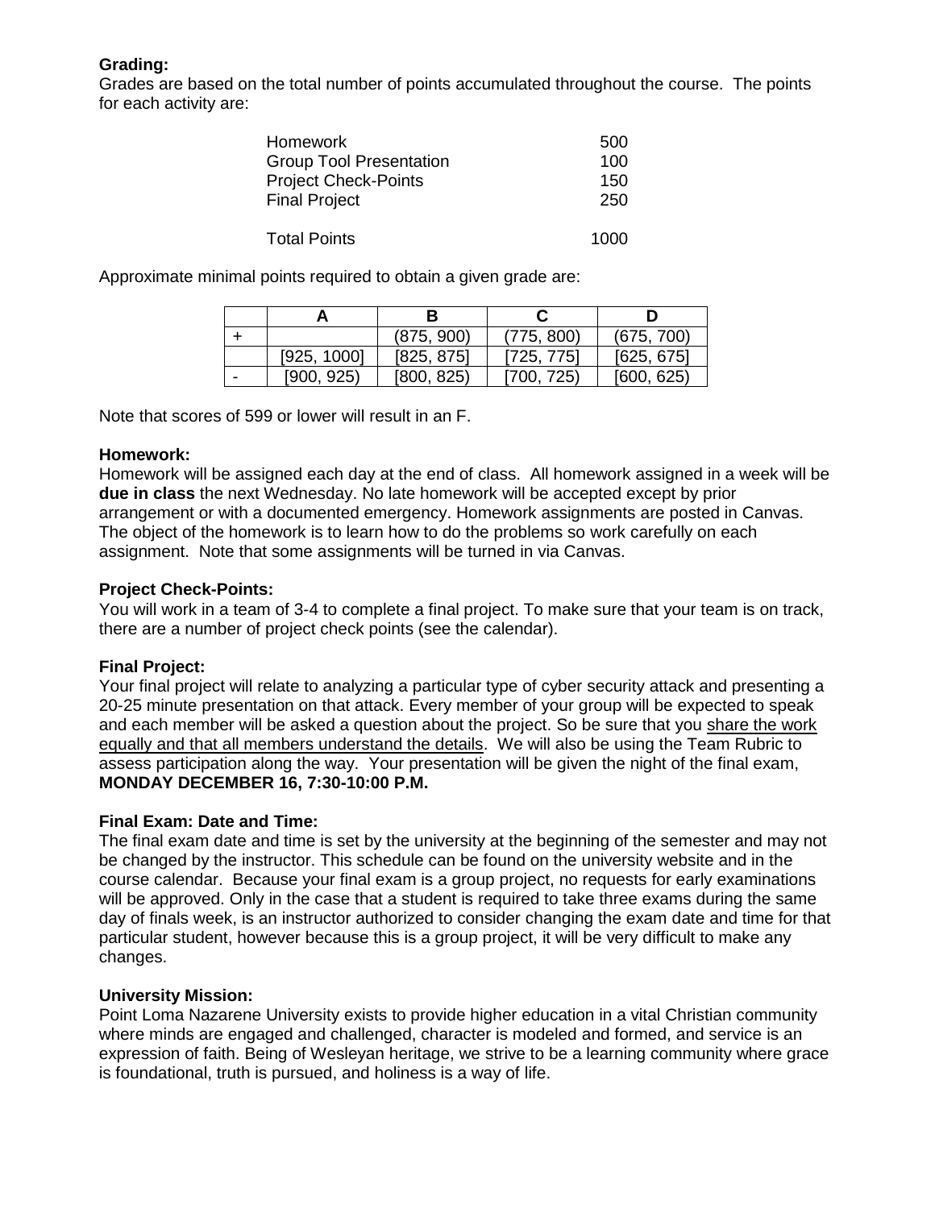**Grading:**

Grades are based on the total number of points accumulated throughout the course. The points for each activity are:

| | |
|---|---|
| Homework | 500 |
| Group Tool Presentation | 100 |
| Project Check-Points | 150 |
| Final Project | 250 |
| Total Points | 1000 |

Approximate minimal points required to obtain a given grade are:

| | A | B | C | D |
|---|---|---|---|---|
| + | | (875, 900) | (775, 800) | (675, 700) |
| | [925, 1000] | [825, 875] | [725, 775] | [625, 675] |
| - | [900, 925) | [800, 825) | [700, 725) | [600, 625) |

Note that scores of 599 or lower will result in an F.

**Homework:**

Homework will be assigned each day at the end of class. All homework assigned in a week will be **due in class** the next Wednesday. No late homework will be accepted except by prior arrangement or with a documented emergency. Homework assignments are posted in Canvas. The object of the homework is to learn how to do the problems so work carefully on each assignment. Note that some assignments will be turned in via Canvas.

**Project Check-Points:**

You will work in a team of 3-4 to complete a final project. To make sure that your team is on track, there are a number of project check points (see the calendar).

**Final Project:**

Your final project will relate to analyzing a particular type of cyber security attack and presenting a 20-25 minute presentation on that attack. Every member of your group will be expected to speak and each member will be asked a question about the project. So be sure that you share the work equally and that all members understand the details. We will also be using the Team Rubric to assess participation along the way. Your presentation will be given the night of the final exam, **MONDAY DECEMBER 16, 7:30-10:00 P.M.**

**Final Exam: Date and Time:**

The final exam date and time is set by the university at the beginning of the semester and may not be changed by the instructor. This schedule can be found on the university website and in the course calendar. Because your final exam is a group project, no requests for early examinations will be approved. Only in the case that a student is required to take three exams during the same day of finals week, is an instructor authorized to consider changing the exam date and time for that particular student, however because this is a group project, it will be very difficult to make any changes.

**University Mission:**

Point Loma Nazarene University exists to provide higher education in a vital Christian community where minds are engaged and challenged, character is modeled and formed, and service is an expression of faith. Being of Wesleyan heritage, we strive to be a learning community where grace is foundational, truth is pursued, and holiness is a way of life.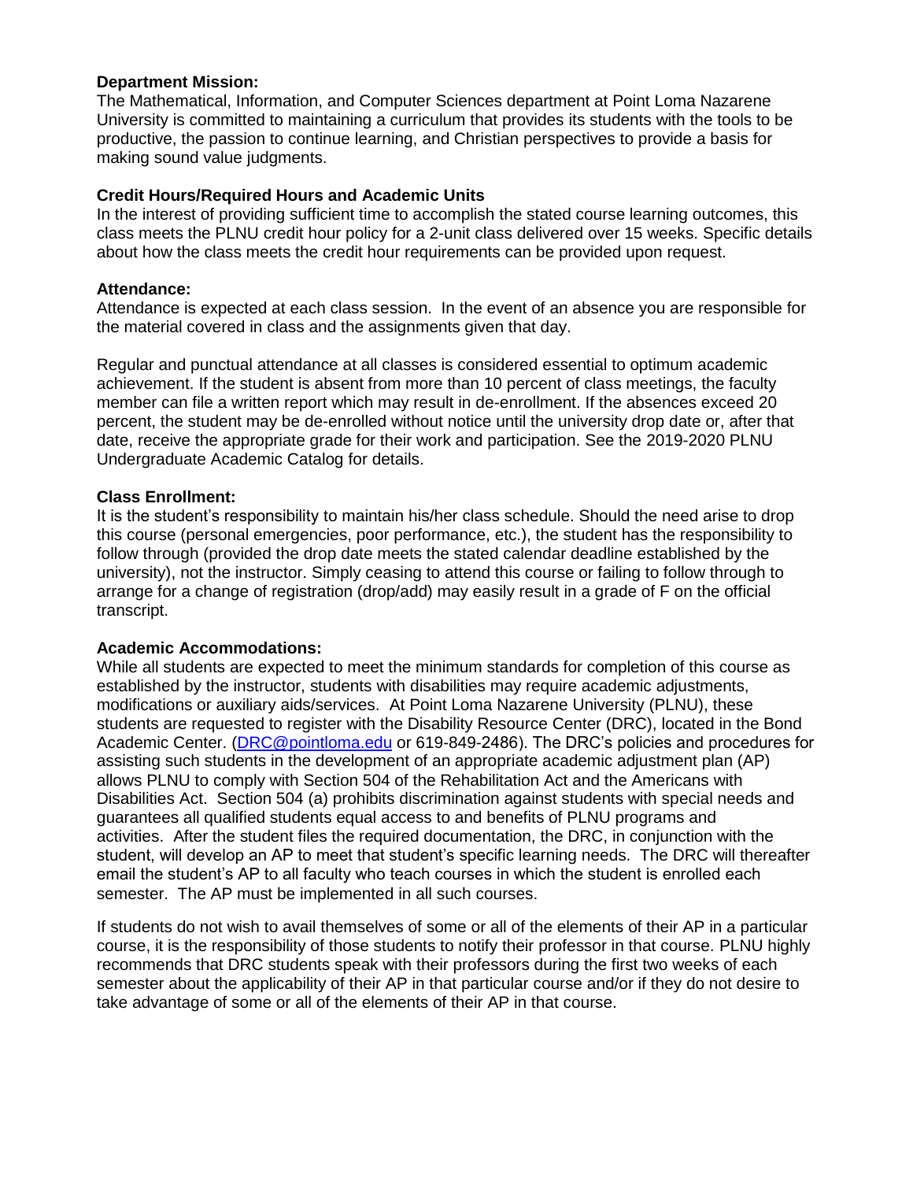**Department Mission:**
The Mathematical, Information, and Computer Sciences department at Point Loma Nazarene University is committed to maintaining a curriculum that provides its students with the tools to be productive, the passion to continue learning, and Christian perspectives to provide a basis for making sound value judgments.

**Credit Hours/Required Hours and Academic Units**
In the interest of providing sufficient time to accomplish the stated course learning outcomes, this class meets the PLNU credit hour policy for a 2-unit class delivered over 15 weeks. Specific details about how the class meets the credit hour requirements can be provided upon request.

**Attendance:**
Attendance is expected at each class session. In the event of an absence you are responsible for the material covered in class and the assignments given that day.

Regular and punctual attendance at all classes is considered essential to optimum academic achievement. If the student is absent from more than 10 percent of class meetings, the faculty member can file a written report which may result in de-enrollment. If the absences exceed 20 percent, the student may be de-enrolled without notice until the university drop date or, after that date, receive the appropriate grade for their work and participation. See the 2019-2020 PLNU Undergraduate Academic Catalog for details.

**Class Enrollment:**
It is the student's responsibility to maintain his/her class schedule. Should the need arise to drop this course (personal emergencies, poor performance, etc.), the student has the responsibility to follow through (provided the drop date meets the stated calendar deadline established by the university), not the instructor. Simply ceasing to attend this course or failing to follow through to arrange for a change of registration (drop/add) may easily result in a grade of F on the official transcript.

**Academic Accommodations:**
While all students are expected to meet the minimum standards for completion of this course as established by the instructor, students with disabilities may require academic adjustments, modifications or auxiliary aids/services. At Point Loma Nazarene University (PLNU), these students are requested to register with the Disability Resource Center (DRC), located in the Bond Academic Center. (DRC@pointloma.edu or 619-849-2486). The DRC's policies and procedures for assisting such students in the development of an appropriate academic adjustment plan (AP) allows PLNU to comply with Section 504 of the Rehabilitation Act and the Americans with Disabilities Act. Section 504 (a) prohibits discrimination against students with special needs and guarantees all qualified students equal access to and benefits of PLNU programs and activities. After the student files the required documentation, the DRC, in conjunction with the student, will develop an AP to meet that student's specific learning needs. The DRC will thereafter email the student's AP to all faculty who teach courses in which the student is enrolled each semester. The AP must be implemented in all such courses.

If students do not wish to avail themselves of some or all of the elements of their AP in a particular course, it is the responsibility of those students to notify their professor in that course. PLNU highly recommends that DRC students speak with their professors during the first two weeks of each semester about the applicability of their AP in that particular course and/or if they do not desire to take advantage of some or all of the elements of their AP in that course.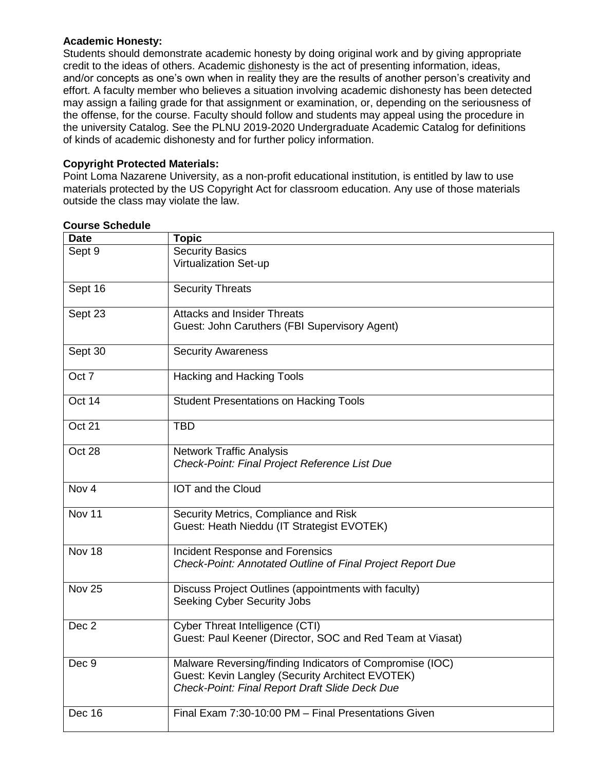**Academic Honesty:**
Students should demonstrate academic honesty by doing original work and by giving appropriate credit to the ideas of others. Academic dishonesty is the act of presenting information, ideas, and/or concepts as one's own when in reality they are the results of another person's creativity and effort. A faculty member who believes a situation involving academic dishonesty has been detected may assign a failing grade for that assignment or examination, or, depending on the seriousness of the offense, for the course. Faculty should follow and students may appeal using the procedure in the university Catalog. See the PLNU 2019-2020 Undergraduate Academic Catalog for definitions of kinds of academic dishonesty and for further policy information.

**Copyright Protected Materials:**
Point Loma Nazarene University, as a non-profit educational institution, is entitled by law to use materials protected by the US Copyright Act for classroom education. Any use of those materials outside the class may violate the law.

**Course Schedule**

| Date | Topic |
|---|---|
| Sept 9 | Security Basics<br>Virtualization Set-up |
| Sept 16 | Security Threats |
| Sept 23 | Attacks and Insider Threats<br>Guest: John Caruthers (FBI Supervisory Agent) |
| Sept 30 | Security Awareness |
| Oct 7 | Hacking and Hacking Tools |
| Oct 14 | Student Presentations on Hacking Tools |
| Oct 21 | TBD |
| Oct 28 | Network Traffic Analysis<br>*Check-Point: Final Project Reference List Due* |
| Nov 4 | IOT and the Cloud |
| Nov 11 | Security Metrics, Compliance and Risk<br>Guest: Heath Nieddu (IT Strategist EVOTEK) |
| Nov 18 | Incident Response and Forensics<br>*Check-Point: Annotated Outline of Final Project Report Due* |
| Nov 25 | Discuss Project Outlines (appointments with faculty)<br>Seeking Cyber Security Jobs |
| Dec 2 | Cyber Threat Intelligence (CTI)<br>Guest: Paul Keener (Director, SOC and Red Team at Viasat) |
| Dec 9 | Malware Reversing/finding Indicators of Compromise (IOC)<br>Guest: Kevin Langley (Security Architect EVOTEK)<br>*Check-Point: Final Report Draft Slide Deck Due* |
| Dec 16 | Final Exam 7:30-10:00 PM – Final Presentations Given |